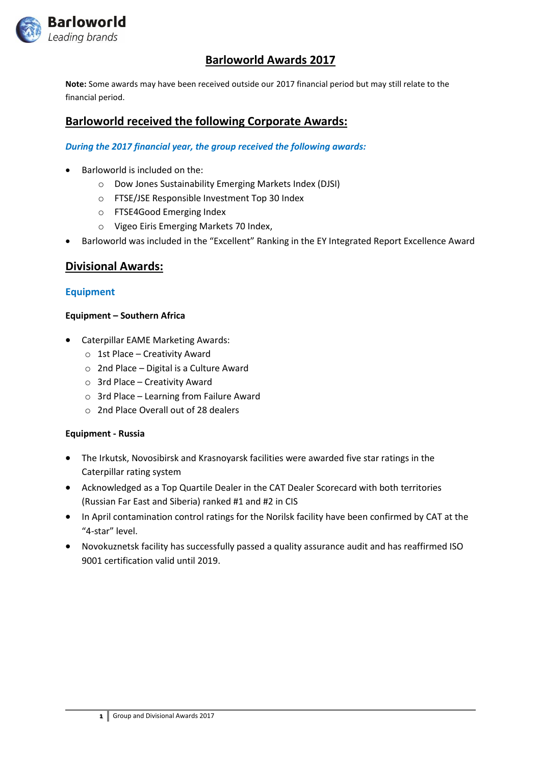# Barloworld Awards 2017

**Note:** Some awards may have been received outside our 2017 financial period but may still relate to the financial period.

## Barloworld received the following Corporate Awards:

***During the 2017 financial year, the group received the following awards:***

- Barloworld is included on the:
  - Dow Jones Sustainability Emerging Markets Index (DJSI)
  - FTSE/JSE Responsible Investment Top 30 Index
  - FTSE4Good Emerging Index
  - Vigeo Eiris Emerging Markets 70 Index,
- Barloworld was included in the "Excellent" Ranking in the EY Integrated Report Excellence Award

## Divisional Awards:

### Equipment

**Equipment – Southern Africa**

- Caterpillar EAME Marketing Awards:
  - 1st Place – Creativity Award
  - 2nd Place – Digital is a Culture Award
  - 3rd Place – Creativity Award
  - 3rd Place – Learning from Failure Award
  - 2nd Place Overall out of 28 dealers

**Equipment - Russia**

- The Irkutsk, Novosibirsk and Krasnoyarsk facilities were awarded five star ratings in the Caterpillar rating system
- Acknowledged as a Top Quartile Dealer in the CAT Dealer Scorecard with both territories (Russian Far East and Siberia) ranked #1 and #2 in CIS
- In April contamination control ratings for the Norilsk facility have been confirmed by CAT at the "4-star" level.
- Novokuznetsk facility has successfully passed a quality assurance audit and has reaffirmed ISO 9001 certification valid until 2019.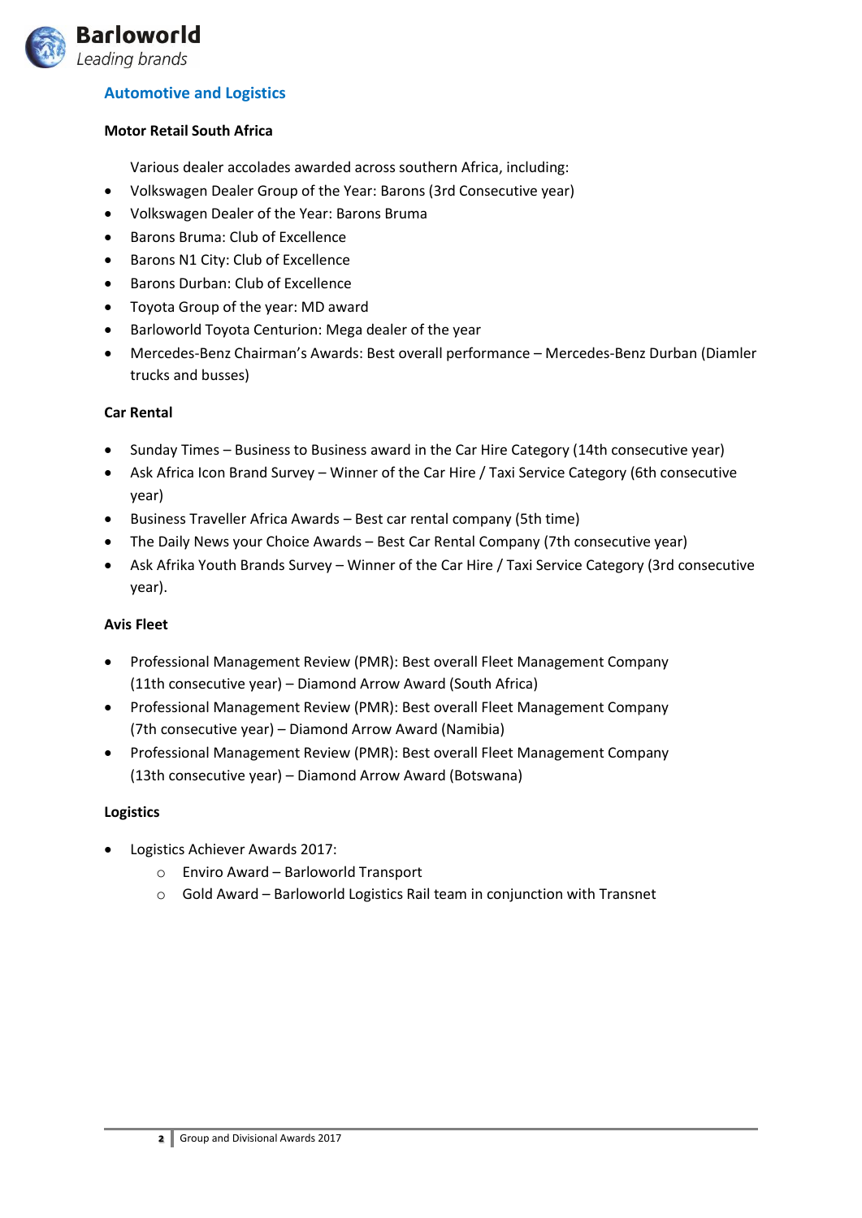## Automotive and Logistics

### Motor Retail South Africa

Various dealer accolades awarded across southern Africa, including:

- Volkswagen Dealer Group of the Year: Barons (3rd Consecutive year)
- Volkswagen Dealer of the Year: Barons Bruma
- Barons Bruma: Club of Excellence
- Barons N1 City: Club of Excellence
- Barons Durban: Club of Excellence
- Toyota Group of the year: MD award
- Barloworld Toyota Centurion: Mega dealer of the year
- Mercedes-Benz Chairman's Awards: Best overall performance – Mercedes-Benz Durban (Diamler trucks and busses)

### Car Rental

- Sunday Times – Business to Business award in the Car Hire Category (14th consecutive year)
- Ask Africa Icon Brand Survey – Winner of the Car Hire / Taxi Service Category (6th consecutive year)
- Business Traveller Africa Awards – Best car rental company (5th time)
- The Daily News your Choice Awards – Best Car Rental Company (7th consecutive year)
- Ask Afrika Youth Brands Survey – Winner of the Car Hire / Taxi Service Category (3rd consecutive year).

### Avis Fleet

- Professional Management Review (PMR): Best overall Fleet Management Company (11th consecutive year) – Diamond Arrow Award (South Africa)
- Professional Management Review (PMR): Best overall Fleet Management Company (7th consecutive year) – Diamond Arrow Award (Namibia)
- Professional Management Review (PMR): Best overall Fleet Management Company (13th consecutive year) – Diamond Arrow Award (Botswana)

### Logistics

- Logistics Achiever Awards 2017:
  - Enviro Award – Barloworld Transport
  - Gold Award – Barloworld Logistics Rail team in conjunction with Transnet